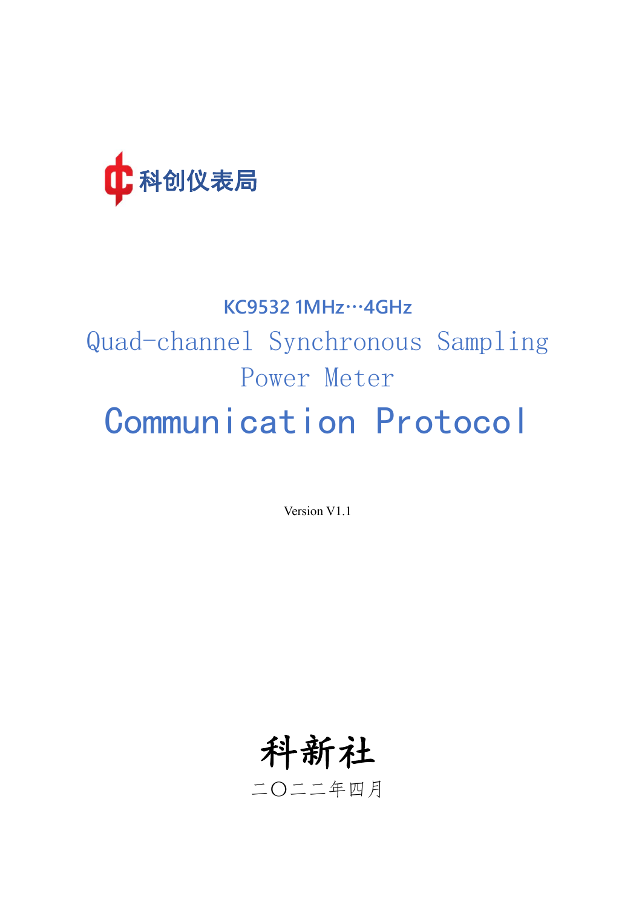科创仪表局

KC9532 1MHz…4GHz

Quad-channel Synchronous Sampling Power Meter

# Communication Protocol

Version V1.1

科新社

二〇二二年四月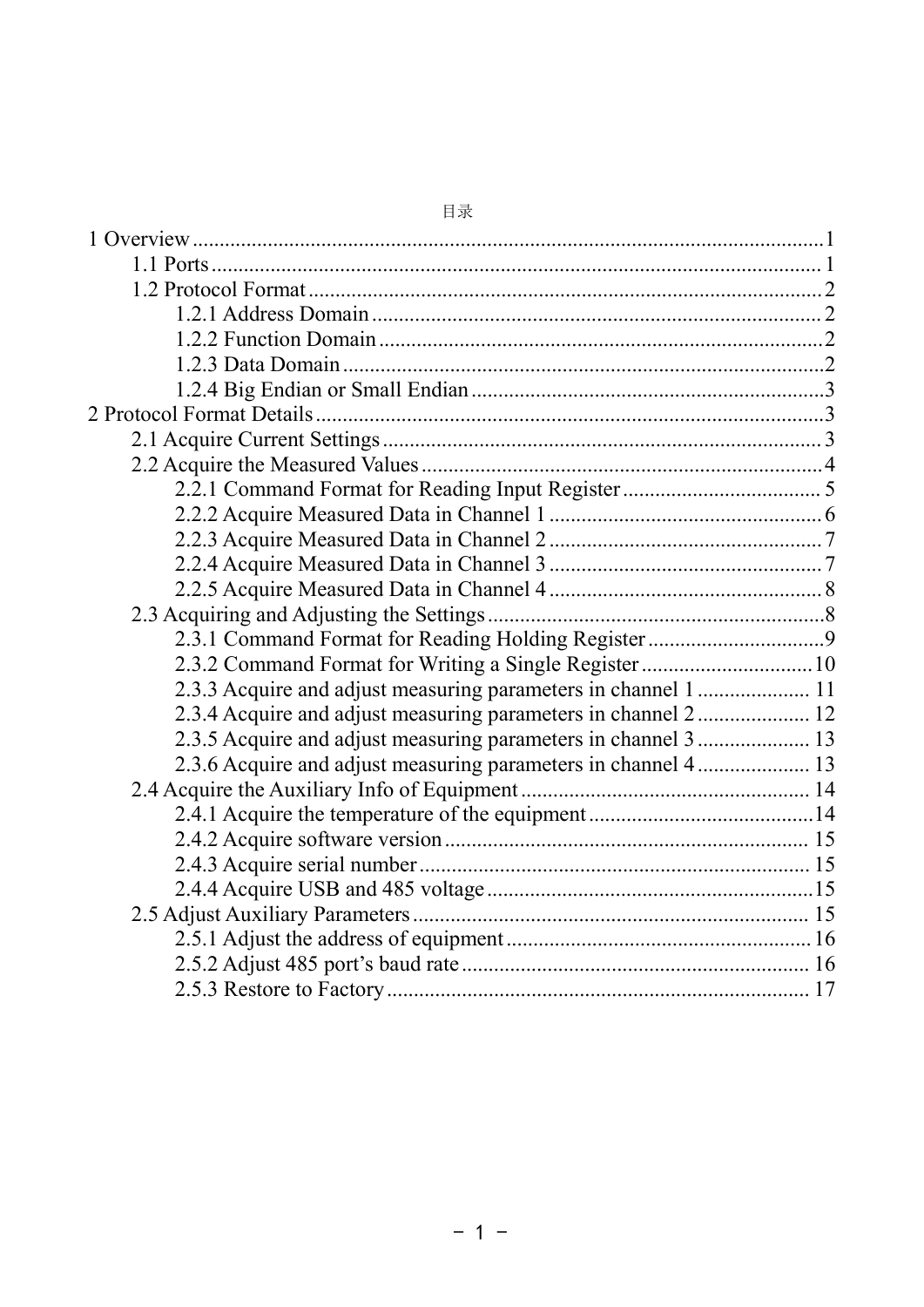目录

1 Overview ........................................................ 1
- 1.1 Ports ........................................................ 1
- 1.2 Protocol Format ........................................................ 2
  - 1.2.1 Address Domain ........................................................ 2
  - 1.2.2 Function Domain ........................................................ 2
  - 1.2.3 Data Domain ........................................................ 2
  - 1.2.4 Big Endian or Small Endian ........................................................ 3

2 Protocol Format Details ........................................................ 3
- 2.1 Acquire Current Settings ........................................................ 3
- 2.2 Acquire the Measured Values ........................................................ 4
  - 2.2.1 Command Format for Reading Input Register ........................................................ 5
  - 2.2.2 Acquire Measured Data in Channel 1 ........................................................ 6
  - 2.2.3 Acquire Measured Data in Channel 2 ........................................................ 7
  - 2.2.4 Acquire Measured Data in Channel 3 ........................................................ 7
  - 2.2.5 Acquire Measured Data in Channel 4 ........................................................ 8
- 2.3 Acquiring and Adjusting the Settings ........................................................ 8
  - 2.3.1 Command Format for Reading Holding Register ........................................................ 9
  - 2.3.2 Command Format for Writing a Single Register ........................................................ 10
  - 2.3.3 Acquire and adjust measuring parameters in channel 1 ........................................................ 11
  - 2.3.4 Acquire and adjust measuring parameters in channel 2 ........................................................ 12
  - 2.3.5 Acquire and adjust measuring parameters in channel 3 ........................................................ 13
  - 2.3.6 Acquire and adjust measuring parameters in channel 4 ........................................................ 13
- 2.4 Acquire the Auxiliary Info of Equipment ........................................................ 14
  - 2.4.1 Acquire the temperature of the equipment ........................................................ 14
  - 2.4.2 Acquire software version ........................................................ 15
  - 2.4.3 Acquire serial number ........................................................ 15
  - 2.4.4 Acquire USB and 485 voltage ........................................................ 15
- 2.5 Adjust Auxiliary Parameters ........................................................ 15
  - 2.5.1 Adjust the address of equipment ........................................................ 16
  - 2.5.2 Adjust 485 port's baud rate ........................................................ 16
  - 2.5.3 Restore to Factory ........................................................ 17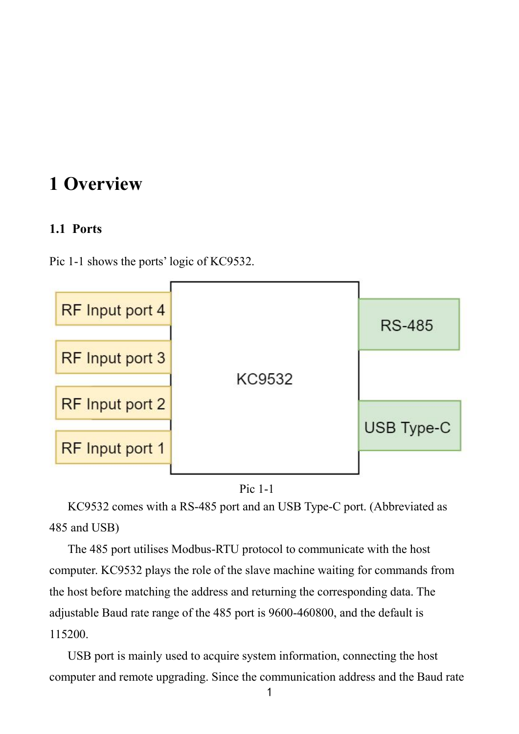# 1 Overview

## 1.1 Ports

Pic 1-1 shows the ports' logic of KC9532.

Pic 1-1

KC9532 comes with a RS-485 port and an USB Type-C port. (Abbreviated as 485 and USB)

The 485 port utilises Modbus-RTU protocol to communicate with the host computer. KC9532 plays the role of the slave machine waiting for commands from the host before matching the address and returning the corresponding data. The adjustable Baud rate range of the 485 port is 9600-460800, and the default is 115200.

USB port is mainly used to acquire system information, connecting the host computer and remote upgrading. Since the communication address and the Baud rate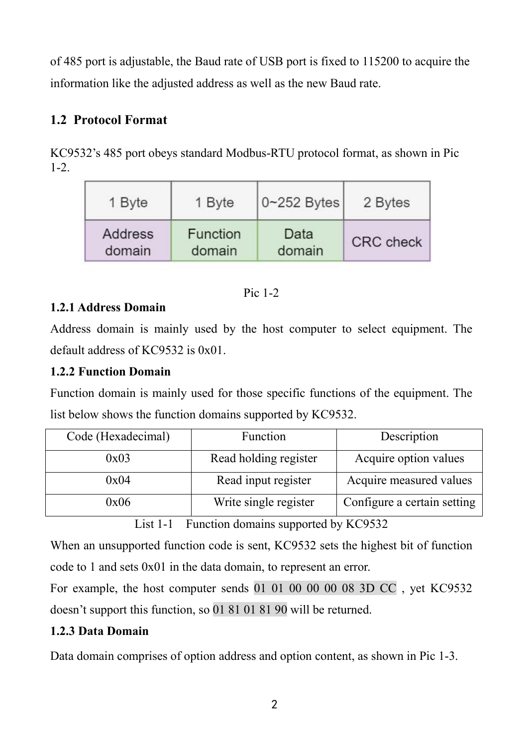of 485 port is adjustable, the Baud rate of USB port is fixed to 115200 to acquire the information like the adjusted address as well as the new Baud rate.

## 1.2 Protocol Format

KC9532's 485 port obeys standard Modbus-RTU protocol format, as shown in Pic 1-2.

| 1 Byte | 1 Byte | 0~252 Bytes | 2 Bytes |
|---|---|---|---|
| Address domain | Function domain | Data domain | CRC check |

Pic 1-2

### 1.2.1 Address Domain

Address domain is mainly used by the host computer to select equipment. The default address of KC9532 is 0x01.

### 1.2.2 Function Domain

Function domain is mainly used for those specific functions of the equipment. The list below shows the function domains supported by KC9532.

| Code (Hexadecimal) | Function | Description |
|---|---|---|
| 0x03 | Read holding register | Acquire option values |
| 0x04 | Read input register | Acquire measured values |
| 0x06 | Write single register | Configure a certain setting |

List 1-1 Function domains supported by KC9532

When an unsupported function code is sent, KC9532 sets the highest bit of function code to 1 and sets 0x01 in the data domain, to represent an error.

For example, the host computer sends 01 01 00 00 00 08 3D CC , yet KC9532 doesn't support this function, so 01 81 01 81 90 will be returned.

### 1.2.3 Data Domain

Data domain comprises of option address and option content, as shown in Pic 1-3.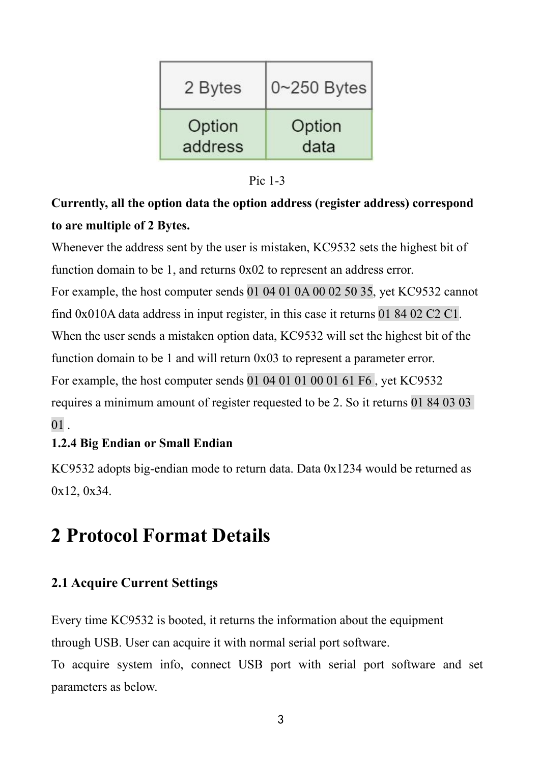| 2 Bytes | 0~250 Bytes |
| --- | --- |
| Option address | Option data |

Pic 1-3

**Currently, all the option data the option address (register address) correspond to are multiple of 2 Bytes.**

Whenever the address sent by the user is mistaken, KC9532 sets the highest bit of function domain to be 1, and returns 0x02 to represent an address error.

For example, the host computer sends 01 04 01 0A 00 02 50 35, yet KC9532 cannot find 0x010A data address in input register, in this case it returns 01 84 02 C2 C1.

When the user sends a mistaken option data, KC9532 will set the highest bit of the function domain to be 1 and will return 0x03 to represent a parameter error.

For example, the host computer sends 01 04 01 01 00 01 61 F6 , yet KC9532 requires a minimum amount of register requested to be 2. So it returns 01 84 03 03 01 .

### 1.2.4 Big Endian or Small Endian

KC9532 adopts big-endian mode to return data. Data 0x1234 would be returned as 0x12, 0x34.

# 2 Protocol Format Details

## 2.1 Acquire Current Settings

Every time KC9532 is booted, it returns the information about the equipment through USB. User can acquire it with normal serial port software.

To acquire system info, connect USB port with serial port software and set parameters as below.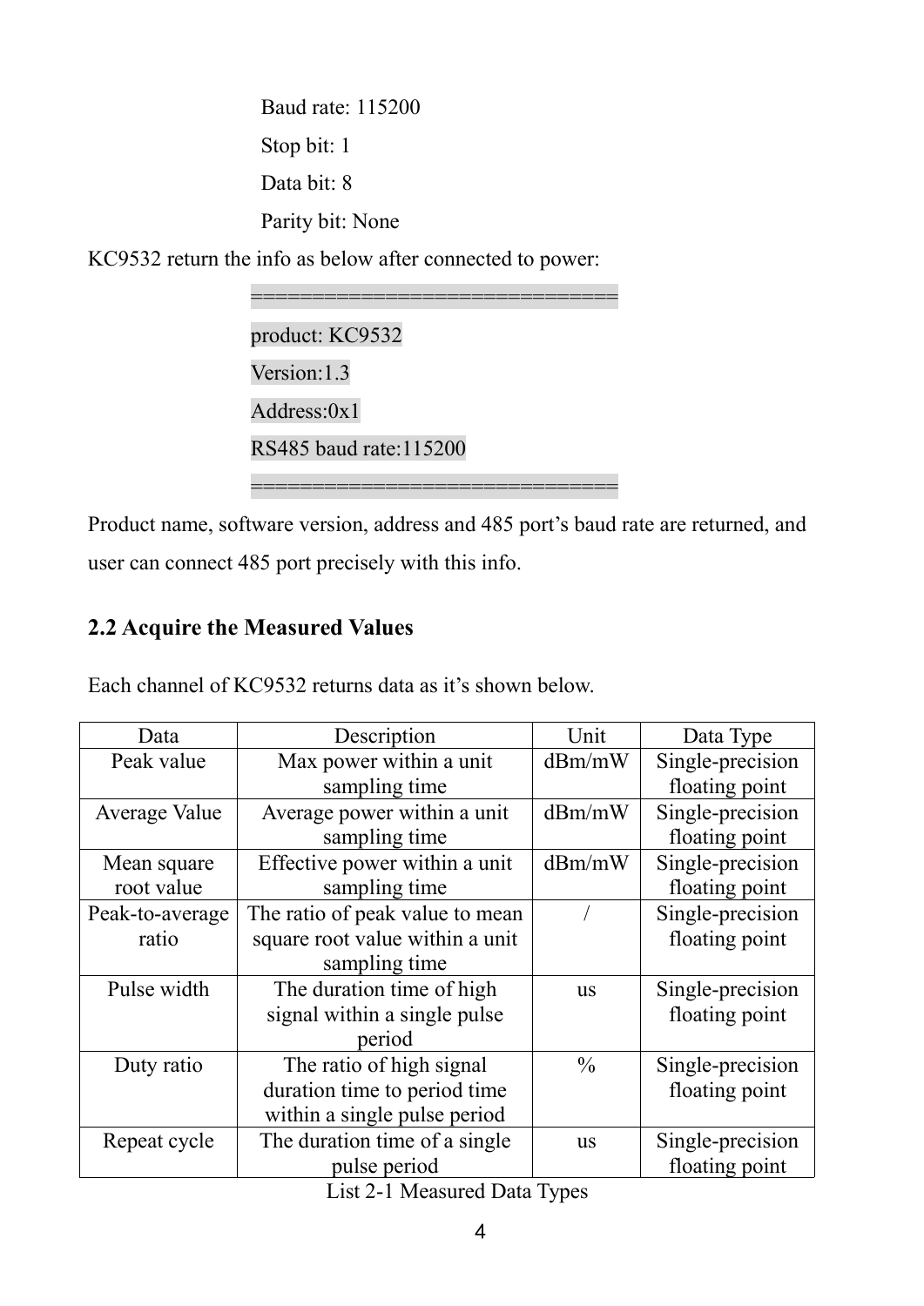Baud rate: 115200

Stop bit: 1

Data bit: 8

Parity bit: None

KC9532 return the info as below after connected to power:

```
================================
product: KC9532
Version:1.3
Address:0x1
RS485 baud rate:115200
================================
```

Product name, software version, address and 485 port's baud rate are returned, and user can connect 485 port precisely with this info.

## 2.2 Acquire the Measured Values

Each channel of KC9532 returns data as it's shown below.

| Data | Description | Unit | Data Type |
|---|---|---|---|
| Peak value | Max power within a unit sampling time | dBm/mW | Single-precision floating point |
| Average Value | Average power within a unit sampling time | dBm/mW | Single-precision floating point |
| Mean square root value | Effective power within a unit sampling time | dBm/mW | Single-precision floating point |
| Peak-to-average ratio | The ratio of peak value to mean square root value within a unit sampling time | / | Single-precision floating point |
| Pulse width | The duration time of high signal within a single pulse period | us | Single-precision floating point |
| Duty ratio | The ratio of high signal duration time to period time within a single pulse period | % | Single-precision floating point |
| Repeat cycle | The duration time of a single pulse period | us | Single-precision floating point |

List 2-1 Measured Data Types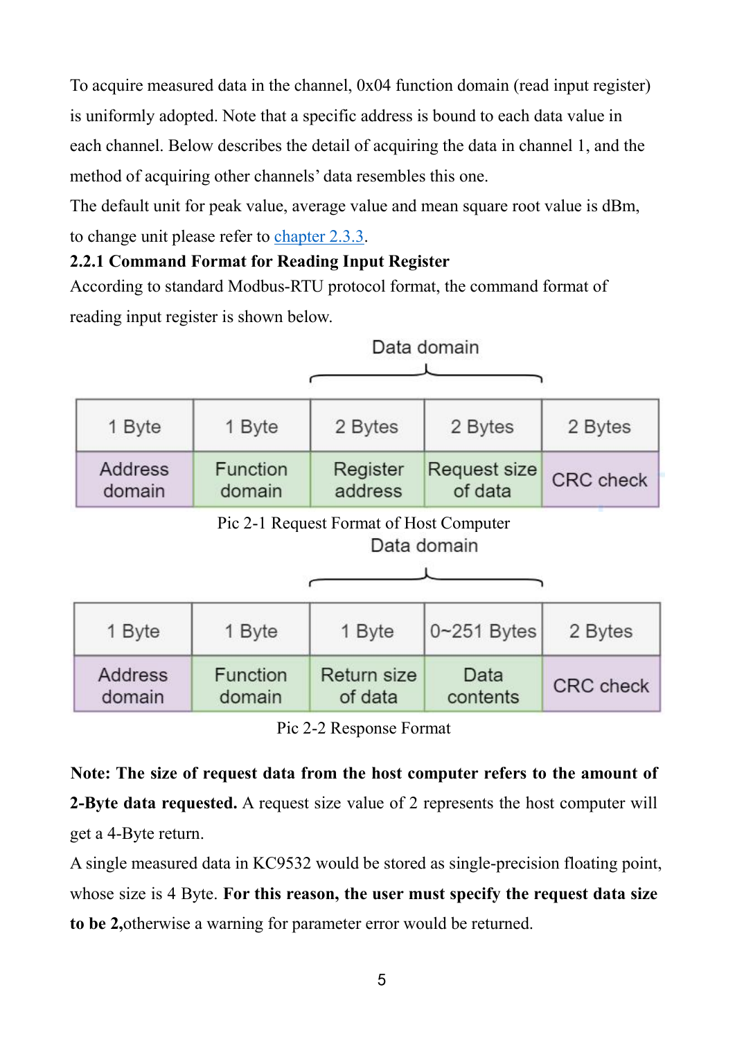To acquire measured data in the channel, 0x04 function domain (read input register) is uniformly adopted. Note that a specific address is bound to each data value in each channel. Below describes the detail of acquiring the data in channel 1, and the method of acquiring other channels' data resembles this one.

The default unit for peak value, average value and mean square root value is dBm, to change unit please refer to chapter 2.3.3.

### 2.2.1 Command Format for Reading Input Register

According to standard Modbus-RTU protocol format, the command format of reading input register is shown below.

| | | Data domain | | |
|---|---|---|---|---|
| 1 Byte | 1 Byte | 2 Bytes | 2 Bytes | 2 Bytes |
| Address domain | Function domain | Register address | Request size of data | CRC check |

Pic 2-1 Request Format of Host Computer

| | | Data domain | | |
|---|---|---|---|---|
| 1 Byte | 1 Byte | 1 Byte | 0~251 Bytes | 2 Bytes |
| Address domain | Function domain | Return size of data | Data contents | CRC check |

Pic 2-2 Response Format

**Note: The size of request data from the host computer refers to the amount of 2-Byte data requested.** A request size value of 2 represents the host computer will get a 4-Byte return.

A single measured data in KC9532 would be stored as single-precision floating point, whose size is 4 Byte. **For this reason, the user must specify the request data size to be 2,**otherwise a warning for parameter error would be returned.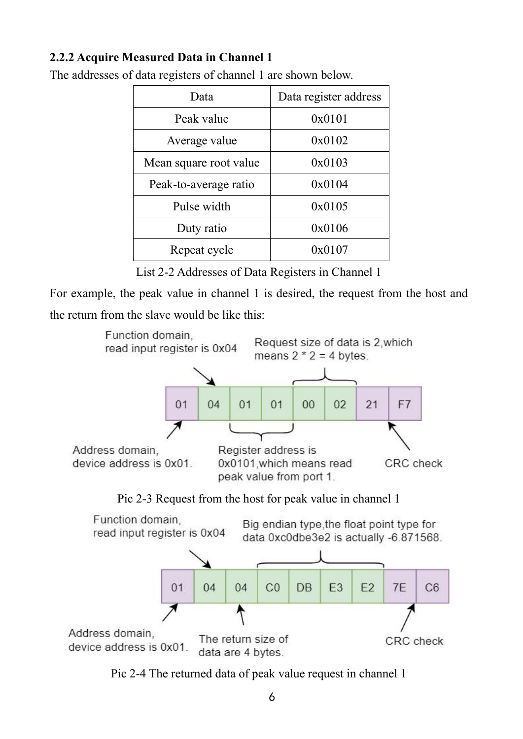### 2.2.2 Acquire Measured Data in Channel 1

The addresses of data registers of channel 1 are shown below.

| Data | Data register address |
|---|---|
| Peak value | 0x0101 |
| Average value | 0x0102 |
| Mean square root value | 0x0103 |
| Peak-to-average ratio | 0x0104 |
| Pulse width | 0x0105 |
| Duty ratio | 0x0106 |
| Repeat cycle | 0x0107 |

List 2-2 Addresses of Data Registers in Channel 1

For example, the peak value in channel 1 is desired, the request from the host and the return from the slave would be like this:

| 01 | 04 | 01 | 01 | 00 | 02 | 21 | F7 |
|---|---|---|---|---|---|---|---|

- Function domain, read input register is 0x04
- Request size of data is 2, which means 2 * 2 = 4 bytes.
- Address domain, device address is 0x01.
- Register address is 0x0101, which means read peak value from port 1.
- CRC check

Pic 2-3 Request from the host for peak value in channel 1

| 01 | 04 | 04 | C0 | DB | E3 | E2 | 7E | C6 |
|---|---|---|---|---|---|---|---|---|

- Function domain, read input register is 0x04
- Big endian type, the float point type for data 0xc0dbe3e2 is actually -6.871568.
- Address domain, device address is 0x01.
- The return size of data are 4 bytes.
- CRC check

Pic 2-4 The returned data of peak value request in channel 1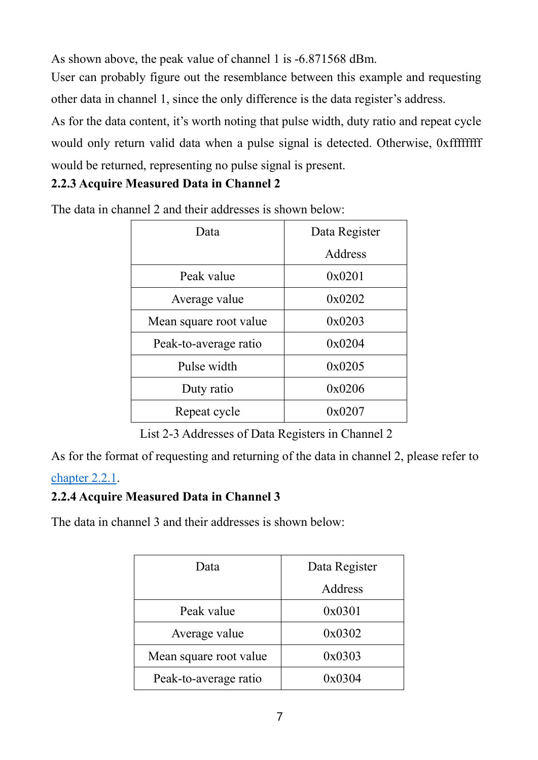As shown above, the peak value of channel 1 is -6.871568 dBm.

User can probably figure out the resemblance between this example and requesting other data in channel 1, since the only difference is the data register's address.

As for the data content, it's worth noting that pulse width, duty ratio and repeat cycle would only return valid data when a pulse signal is detected. Otherwise, 0xffffffff would be returned, representing no pulse signal is present.

### 2.2.3 Acquire Measured Data in Channel 2

The data in channel 2 and their addresses is shown below:

| Data | Data Register Address |
| --- | --- |
| Peak value | 0x0201 |
| Average value | 0x0202 |
| Mean square root value | 0x0203 |
| Peak-to-average ratio | 0x0204 |
| Pulse width | 0x0205 |
| Duty ratio | 0x0206 |
| Repeat cycle | 0x0207 |

List 2-3 Addresses of Data Registers in Channel 2

As for the format of requesting and returning of the data in channel 2, please refer to chapter 2.2.1.

### 2.2.4 Acquire Measured Data in Channel 3

The data in channel 3 and their addresses is shown below:

| Data | Data Register Address |
| --- | --- |
| Peak value | 0x0301 |
| Average value | 0x0302 |
| Mean square root value | 0x0303 |
| Peak-to-average ratio | 0x0304 |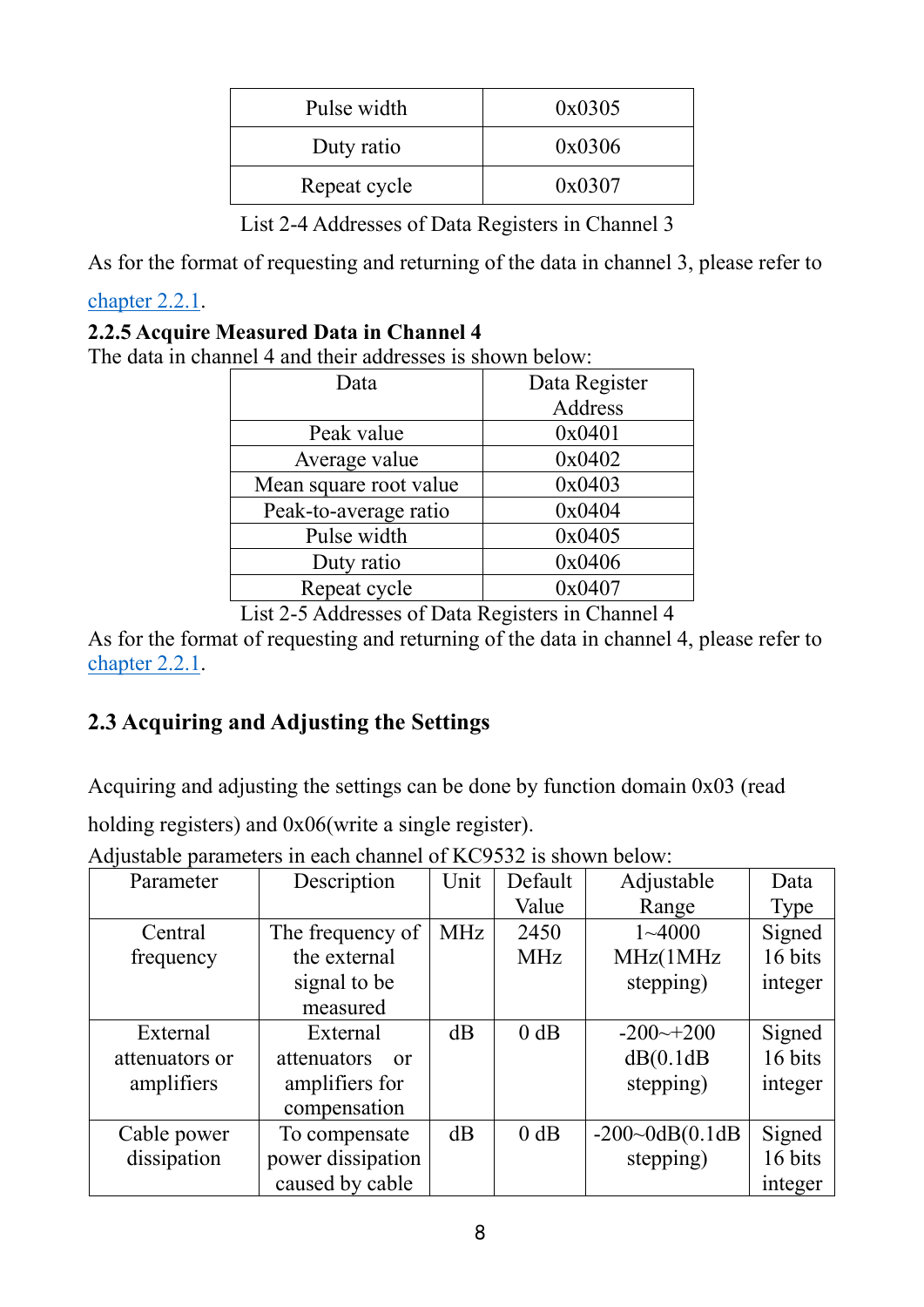| Pulse width | 0x0305 |
|---|---|
| Duty ratio | 0x0306 |
| Repeat cycle | 0x0307 |

List 2-4 Addresses of Data Registers in Channel 3

As for the format of requesting and returning of the data in channel 3, please refer to chapter 2.2.1.

### 2.2.5 Acquire Measured Data in Channel 4

The data in channel 4 and their addresses is shown below:

| Data | Data Register Address |
|---|---|
| Peak value | 0x0401 |
| Average value | 0x0402 |
| Mean square root value | 0x0403 |
| Peak-to-average ratio | 0x0404 |
| Pulse width | 0x0405 |
| Duty ratio | 0x0406 |
| Repeat cycle | 0x0407 |

List 2-5 Addresses of Data Registers in Channel 4

As for the format of requesting and returning of the data in channel 4, please refer to chapter 2.2.1.

## 2.3 Acquiring and Adjusting the Settings

Acquiring and adjusting the settings can be done by function domain 0x03 (read holding registers) and 0x06(write a single register).

Adjustable parameters in each channel of KC9532 is shown below:

| Parameter | Description | Unit | Default Value | Adjustable Range | Data Type |
|---|---|---|---|---|---|
| Central frequency | The frequency of the external signal to be measured | MHz | 2450 MHz | 1~4000 MHz(1MHz stepping) | Signed 16 bits integer |
| External attenuators or amplifiers | External attenuators or amplifiers for compensation | dB | 0 dB | -200~+200 dB(0.1dB stepping) | Signed 16 bits integer |
| Cable power dissipation | To compensate power dissipation caused by cable | dB | 0 dB | -200~0dB(0.1dB stepping) | Signed 16 bits integer |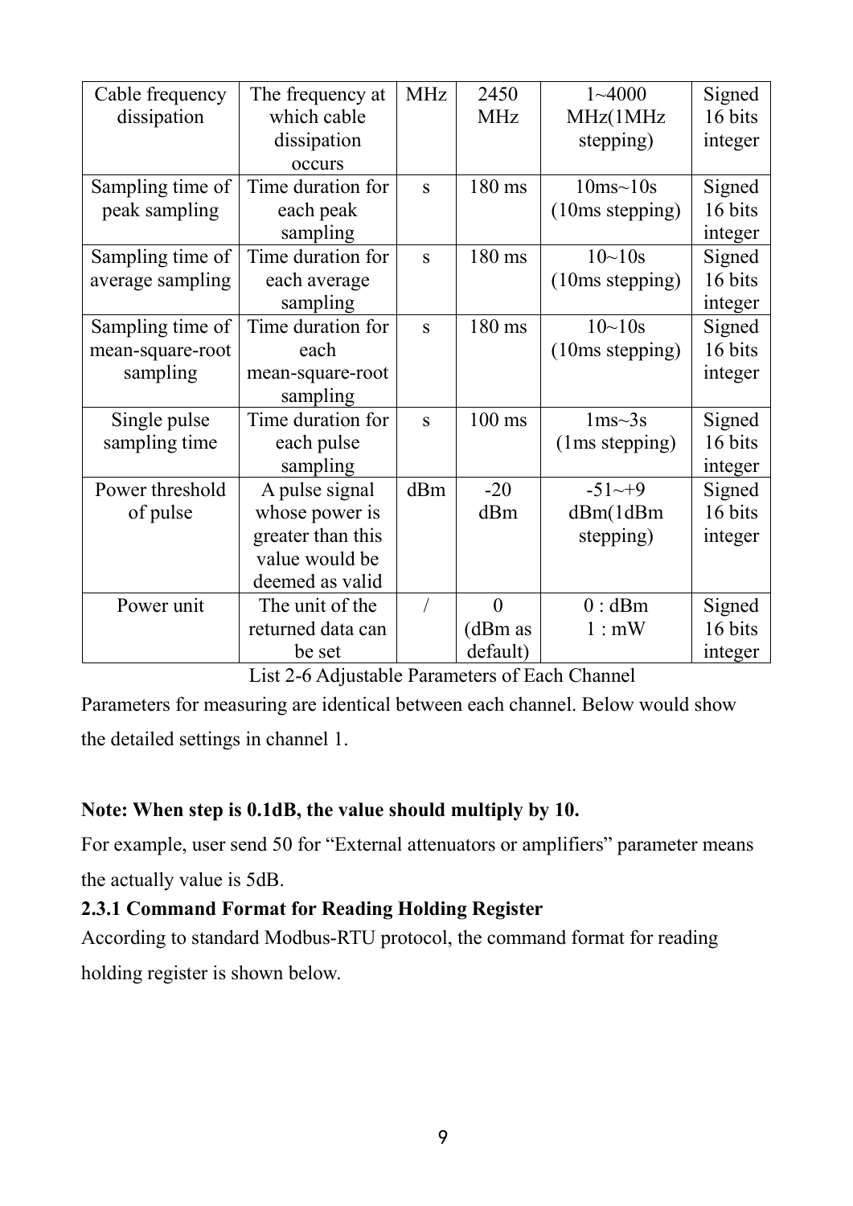| Cable frequency dissipation | The frequency at which cable dissipation occurs | MHz | 2450 MHz | 1~4000 MHz(1MHz stepping) | Signed 16 bits integer |
|---|---|---|---|---|---|
| Sampling time of peak sampling | Time duration for each peak sampling | s | 180 ms | 10ms~10s (10ms stepping) | Signed 16 bits integer |
| Sampling time of average sampling | Time duration for each average sampling | s | 180 ms | 10~10s (10ms stepping) | Signed 16 bits integer |
| Sampling time of mean-square-root sampling | Time duration for each mean-square-root sampling | s | 180 ms | 10~10s (10ms stepping) | Signed 16 bits integer |
| Single pulse sampling time | Time duration for each pulse sampling | s | 100 ms | 1ms~3s (1ms stepping) | Signed 16 bits integer |
| Power threshold of pulse | A pulse signal whose power is greater than this value would be deemed as valid | dBm | -20 dBm | -51~+9 dBm(1dBm stepping) | Signed 16 bits integer |
| Power unit | The unit of the returned data can be set | / | 0 (dBm as default) | 0 : dBm<br>1 : mW | Signed 16 bits integer |

List 2-6 Adjustable Parameters of Each Channel

Parameters for measuring are identical between each channel. Below would show the detailed settings in channel 1.

**Note: When step is 0.1dB, the value should multiply by 10.**

For example, user send 50 for "External attenuators or amplifiers" parameter means the actually value is 5dB.

### 2.3.1 Command Format for Reading Holding Register

According to standard Modbus-RTU protocol, the command format for reading holding register is shown below.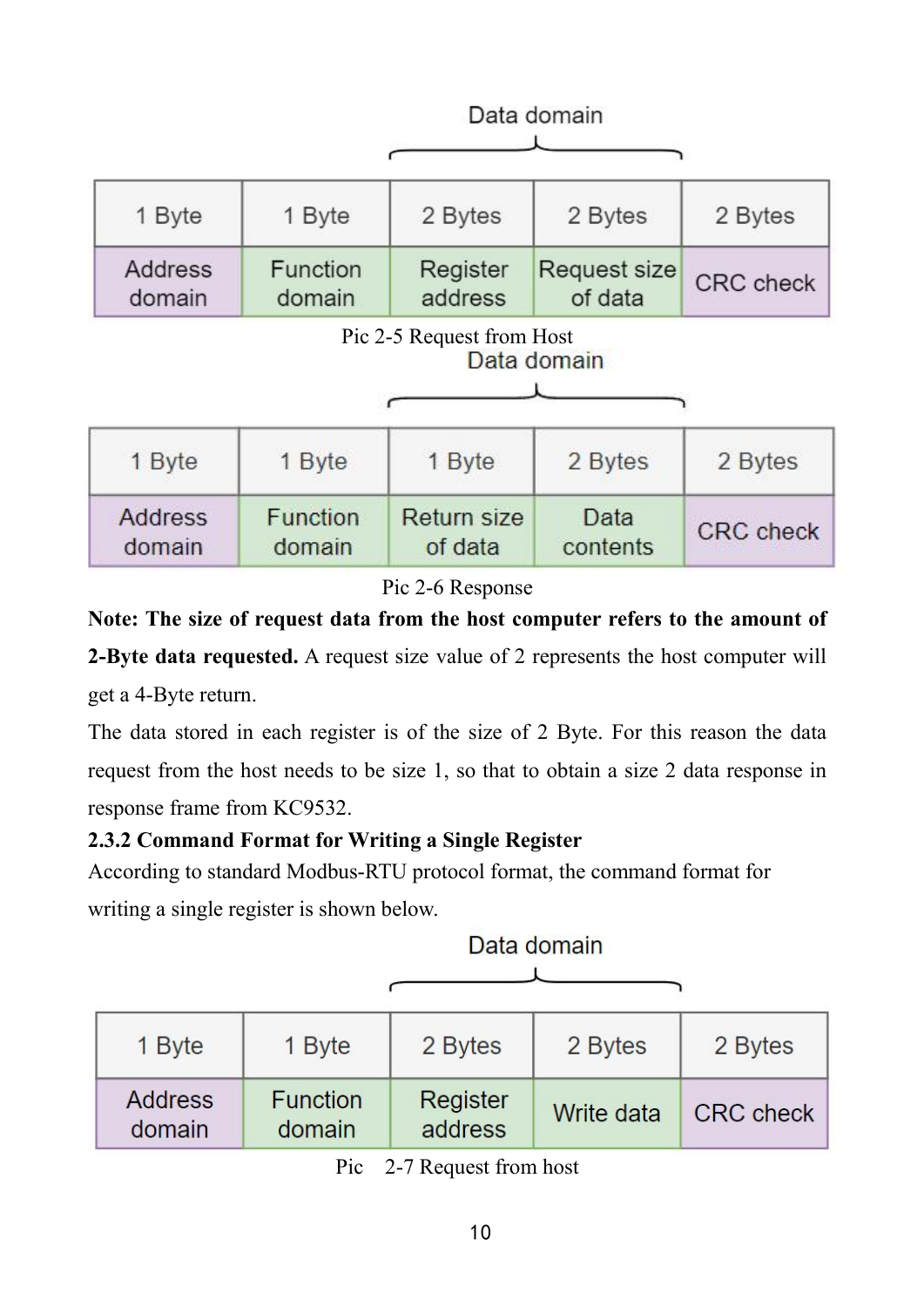Data domain

| 1 Byte | 1 Byte | 2 Bytes | 2 Bytes | 2 Bytes |
| --- | --- | --- | --- | --- |
| Address domain | Function domain | Register address | Request size of data | CRC check |

Pic 2-5 Request from Host

Data domain

| 1 Byte | 1 Byte | 1 Byte | 2 Bytes | 2 Bytes |
| --- | --- | --- | --- | --- |
| Address domain | Function domain | Return size of data | Data contents | CRC check |

Pic 2-6 Response

**Note: The size of request data from the host computer refers to the amount of 2-Byte data requested.** A request size value of 2 represents the host computer will get a 4-Byte return.

The data stored in each register is of the size of 2 Byte. For this reason the data request from the host needs to be size 1, so that to obtain a size 2 data response in response frame from KC9532.

### 2.3.2 Command Format for Writing a Single Register

According to standard Modbus-RTU protocol format, the command format for writing a single register is shown below.

Data domain

| 1 Byte | 1 Byte | 2 Bytes | 2 Bytes | 2 Bytes |
| --- | --- | --- | --- | --- |
| Address domain | Function domain | Register address | Write data | CRC check |

Pic 2-7 Request from host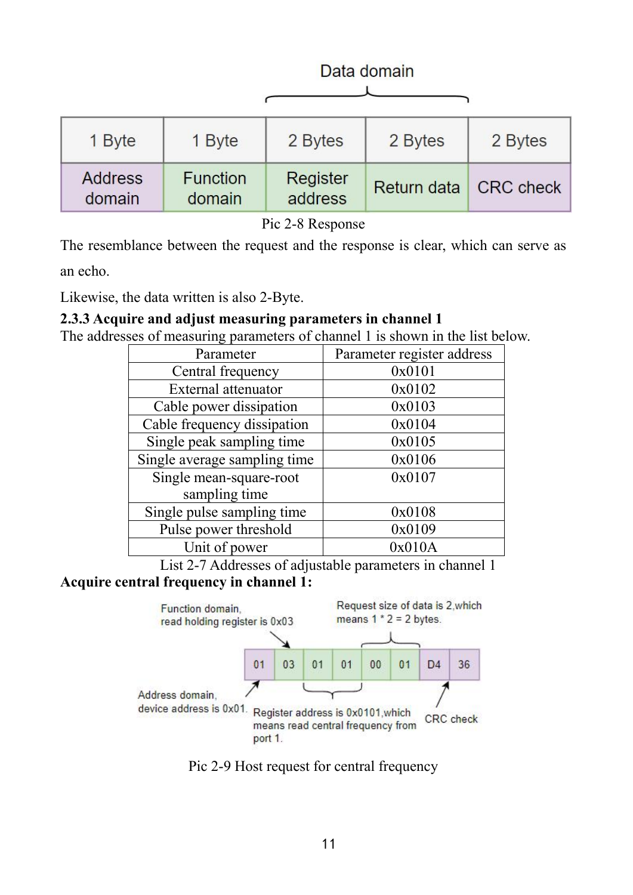| 1 Byte | 1 Byte | 2 Bytes | 2 Bytes | 2 Bytes |
|---|---|---|---|---|
| Address domain | Function domain | Register address | Return data | CRC check |

Data domain: Register address + Return data

Pic 2-8 Response

The resemblance between the request and the response is clear, which can serve as an echo.

Likewise, the data written is also 2-Byte.

### 2.3.3 Acquire and adjust measuring parameters in channel 1

The addresses of measuring parameters of channel 1 is shown in the list below.

| Parameter | Parameter register address |
|---|---|
| Central frequency | 0x0101 |
| External attenuator | 0x0102 |
| Cable power dissipation | 0x0103 |
| Cable frequency dissipation | 0x0104 |
| Single peak sampling time | 0x0105 |
| Single average sampling time | 0x0106 |
| Single mean-square-root sampling time | 0x0107 |
| Single pulse sampling time | 0x0108 |
| Pulse power threshold | 0x0109 |
| Unit of power | 0x010A |

List 2-7 Addresses of adjustable parameters in channel 1

**Acquire central frequency in channel 1:**

| 01 | 03 | 01 | 01 | 00 | 01 | D4 | 36 |
|---|---|---|---|---|---|---|---|

- 01: Address domain, device address is 0x01.
- 03: Function domain, read holding register is 0x03
- 01 01: Register address is 0x0101,which means read central frequency from port 1.
- 00 01: Request size of data is 2,which means 1 * 2 = 2 bytes.
- D4 36: CRC check

Pic 2-9 Host request for central frequency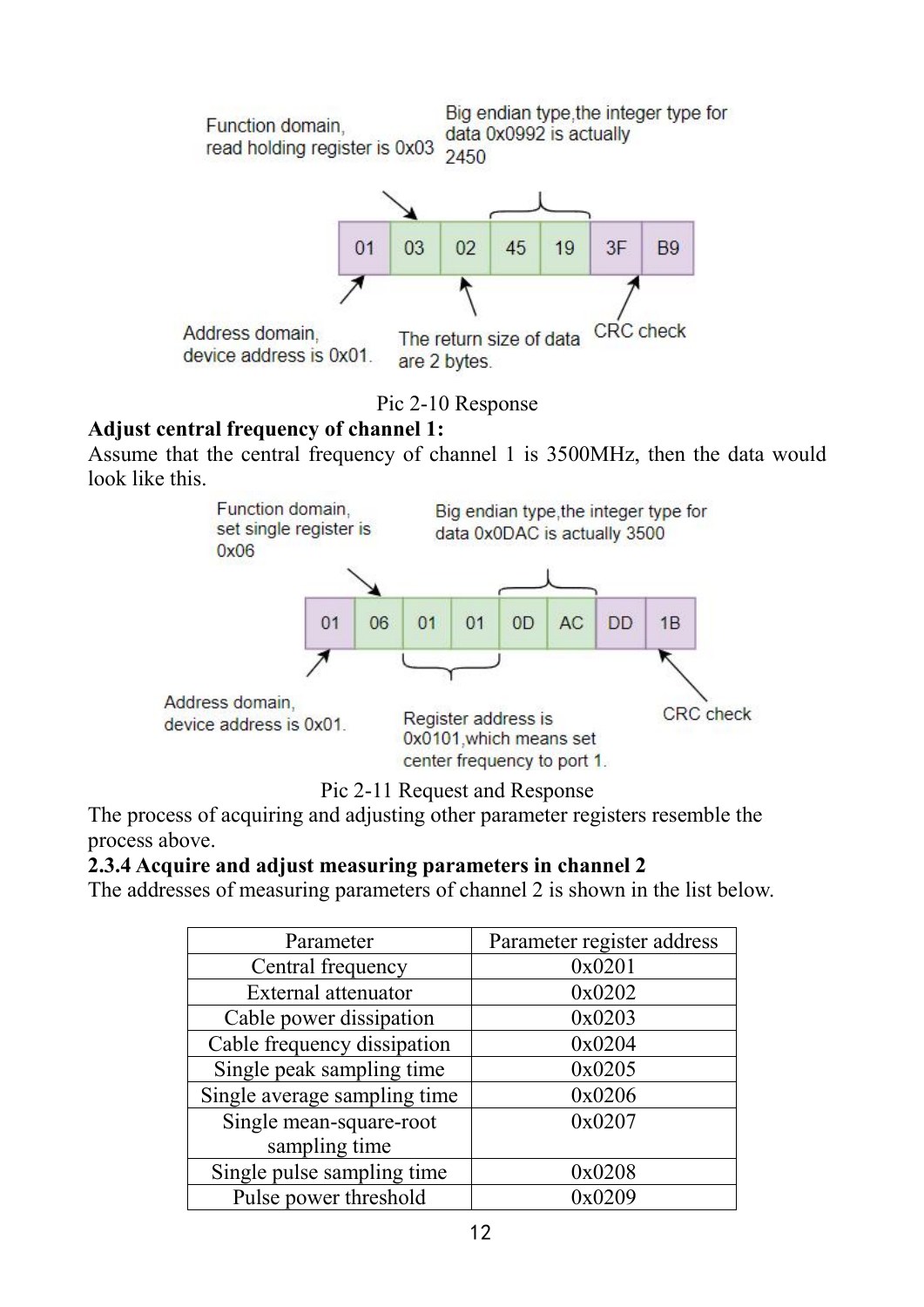Function domain, read holding register is 0x03

Big endian type,the integer type for data 0x0992 is actually 2450

| 01 | 03 | 02 | 45 | 19 | 3F | B9 |
|---|---|---|---|---|---|---|

Address domain, device address is 0x01.

The return size of data are 2 bytes.

CRC check

Pic 2-10 Response

**Adjust central frequency of channel 1:**

Assume that the central frequency of channel 1 is 3500MHz, then the data would look like this.

Function domain, set single register is 0x06

Big endian type,the integer type for data 0x0DAC is actually 3500

| 01 | 06 | 01 | 01 | 0D | AC | DD | 1B |
|---|---|---|---|---|---|---|---|

Address domain, device address is 0x01.

Register address is 0x0101,which means set center frequency to port 1.

CRC check

Pic 2-11 Request and Response

The process of acquiring and adjusting other parameter registers resemble the process above.

### 2.3.4 Acquire and adjust measuring parameters in channel 2

The addresses of measuring parameters of channel 2 is shown in the list below.

| Parameter | Parameter register address |
|---|---|
| Central frequency | 0x0201 |
| External attenuator | 0x0202 |
| Cable power dissipation | 0x0203 |
| Cable frequency dissipation | 0x0204 |
| Single peak sampling time | 0x0205 |
| Single average sampling time | 0x0206 |
| Single mean-square-root sampling time | 0x0207 |
| Single pulse sampling time | 0x0208 |
| Pulse power threshold | 0x0209 |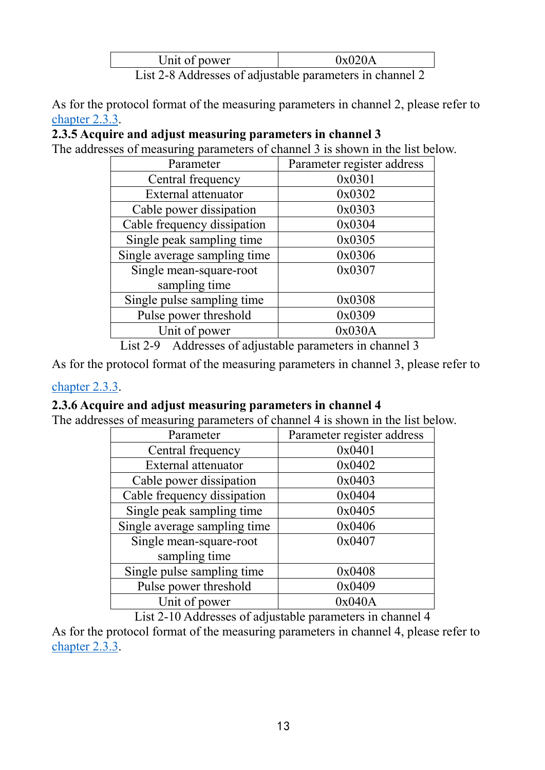| Unit of power | 0x020A |
| --- | --- |

List 2-8 Addresses of adjustable parameters in channel 2

As for the protocol format of the measuring parameters in channel 2, please refer to chapter 2.3.3.

### 2.3.5 Acquire and adjust measuring parameters in channel 3

The addresses of measuring parameters of channel 3 is shown in the list below.

| Parameter | Parameter register address |
| --- | --- |
| Central frequency | 0x0301 |
| External attenuator | 0x0302 |
| Cable power dissipation | 0x0303 |
| Cable frequency dissipation | 0x0304 |
| Single peak sampling time | 0x0305 |
| Single average sampling time | 0x0306 |
| Single mean-square-root sampling time | 0x0307 |
| Single pulse sampling time | 0x0308 |
| Pulse power threshold | 0x0309 |
| Unit of power | 0x030A |

List 2-9 Addresses of adjustable parameters in channel 3

As for the protocol format of the measuring parameters in channel 3, please refer to chapter 2.3.3.

### 2.3.6 Acquire and adjust measuring parameters in channel 4

The addresses of measuring parameters of channel 4 is shown in the list below.

| Parameter | Parameter register address |
| --- | --- |
| Central frequency | 0x0401 |
| External attenuator | 0x0402 |
| Cable power dissipation | 0x0403 |
| Cable frequency dissipation | 0x0404 |
| Single peak sampling time | 0x0405 |
| Single average sampling time | 0x0406 |
| Single mean-square-root sampling time | 0x0407 |
| Single pulse sampling time | 0x0408 |
| Pulse power threshold | 0x0409 |
| Unit of power | 0x040A |

List 2-10 Addresses of adjustable parameters in channel 4

As for the protocol format of the measuring parameters in channel 4, please refer to chapter 2.3.3.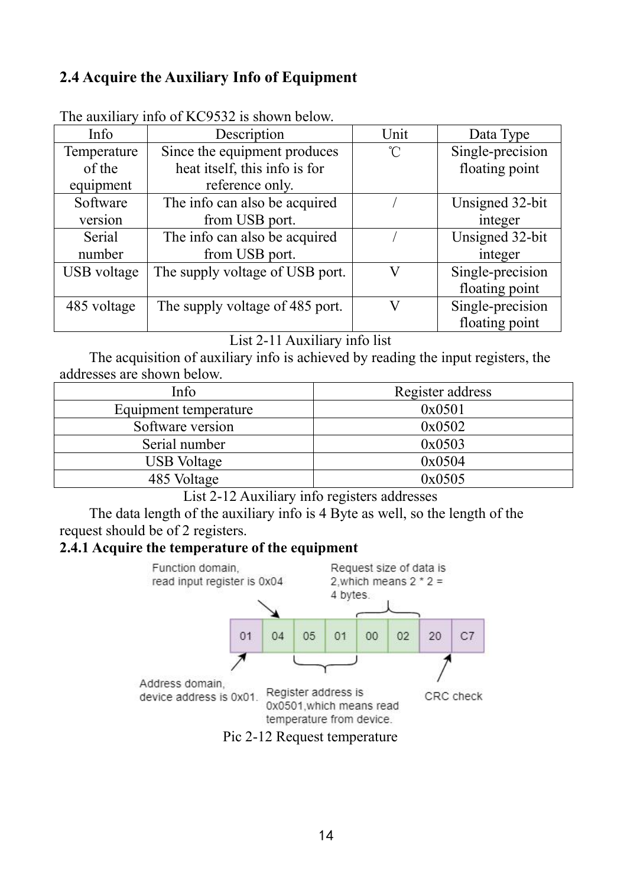## 2.4 Acquire the Auxiliary Info of Equipment

The auxiliary info of KC9532 is shown below.

| Info | Description | Unit | Data Type |
|---|---|---|---|
| Temperature of the equipment | Since the equipment produces heat itself, this info is for reference only. | ℃ | Single-precision floating point |
| Software version | The info can also be acquired from USB port. | / | Unsigned 32-bit integer |
| Serial number | The info can also be acquired from USB port. | / | Unsigned 32-bit integer |
| USB voltage | The supply voltage of USB port. | V | Single-precision floating point |
| 485 voltage | The supply voltage of 485 port. | V | Single-precision floating point |

List 2-11 Auxiliary info list

The acquisition of auxiliary info is achieved by reading the input registers, the addresses are shown below.

| Info | Register address |
|---|---|
| Equipment temperature | 0x0501 |
| Software version | 0x0502 |
| Serial number | 0x0503 |
| USB Voltage | 0x0504 |
| 485 Voltage | 0x0505 |

List 2-12 Auxiliary info registers addresses

The data length of the auxiliary info is 4 Byte as well, so the length of the request should be of 2 registers.

### 2.4.1 Acquire the temperature of the equipment

| 01 | 04 | 05 | 01 | 00 | 02 | 20 | C7 |
|---|---|---|---|---|---|---|---|

- Address domain, device address is 0x01.
- Function domain, read input register is 0x04
- Register address is 0x0501,which means read temperature from device.
- Request size of data is 2,which means 2 * 2 = 4 bytes.
- CRC check

Pic 2-12 Request temperature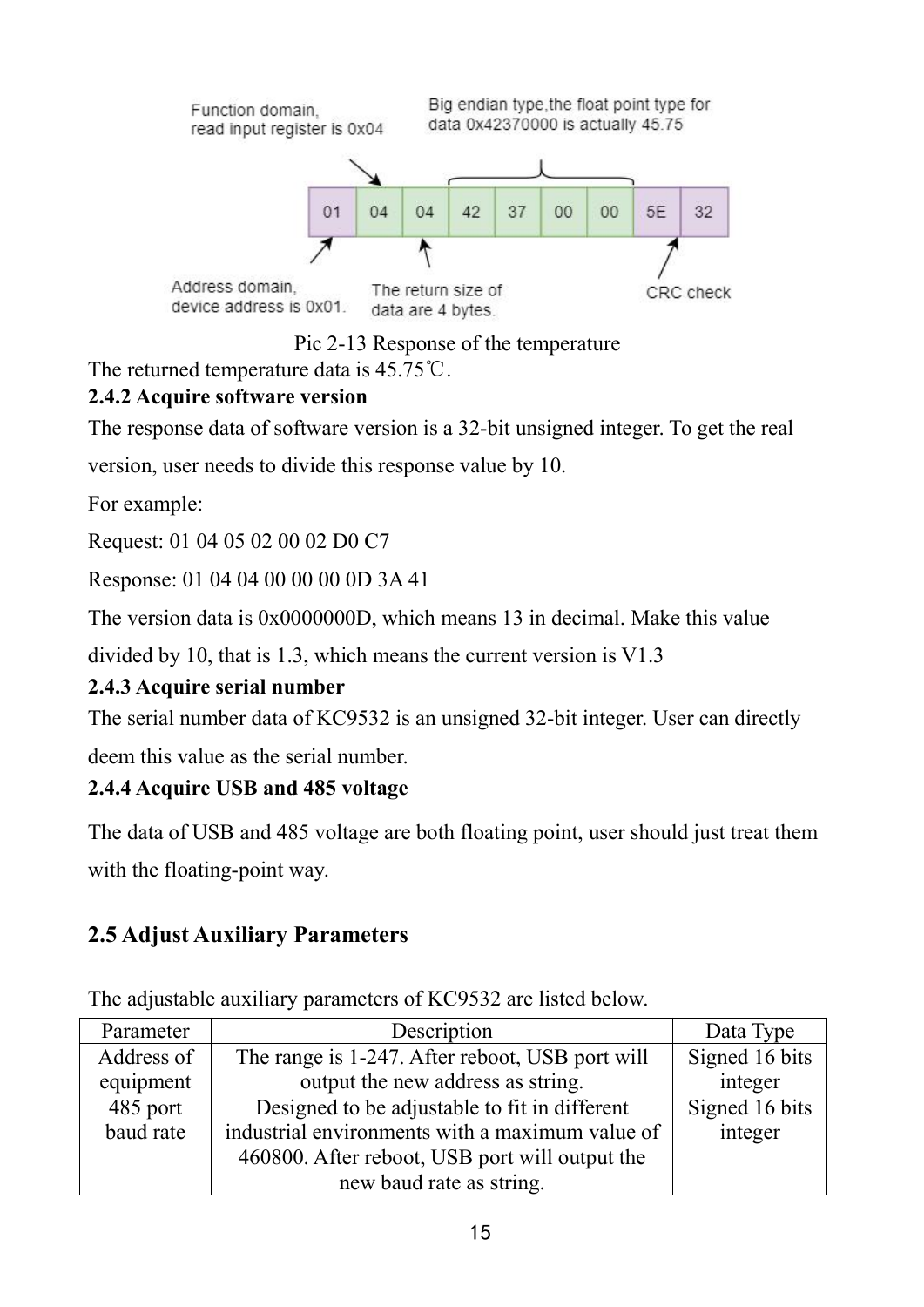Function domain, read input register is 0x04

Big endian type,the float point type for data 0x42370000 is actually 45.75

| 01 | 04 | 04 | 42 | 37 | 00 | 00 | 5E | 32 |
|---|---|---|---|---|---|---|---|---|

Address domain, device address is 0x01.

The return size of data are 4 bytes.

CRC check

Pic 2-13 Response of the temperature

The returned temperature data is 45.75℃.

### 2.4.2 Acquire software version

The response data of software version is a 32-bit unsigned integer. To get the real version, user needs to divide this response value by 10.

For example:

Request: 01 04 05 02 00 02 D0 C7

Response: 01 04 04 00 00 00 0D 3A 41

The version data is 0x0000000D, which means 13 in decimal. Make this value divided by 10, that is 1.3, which means the current version is V1.3

### 2.4.3 Acquire serial number

The serial number data of KC9532 is an unsigned 32-bit integer. User can directly deem this value as the serial number.

### 2.4.4 Acquire USB and 485 voltage

The data of USB and 485 voltage are both floating point, user should just treat them with the floating-point way.

## 2.5 Adjust Auxiliary Parameters

The adjustable auxiliary parameters of KC9532 are listed below.

| Parameter | Description | Data Type |
|---|---|---|
| Address of equipment | The range is 1-247. After reboot, USB port will output the new address as string. | Signed 16 bits integer |
| 485 port baud rate | Designed to be adjustable to fit in different industrial environments with a maximum value of 460800. After reboot, USB port will output the new baud rate as string. | Signed 16 bits integer |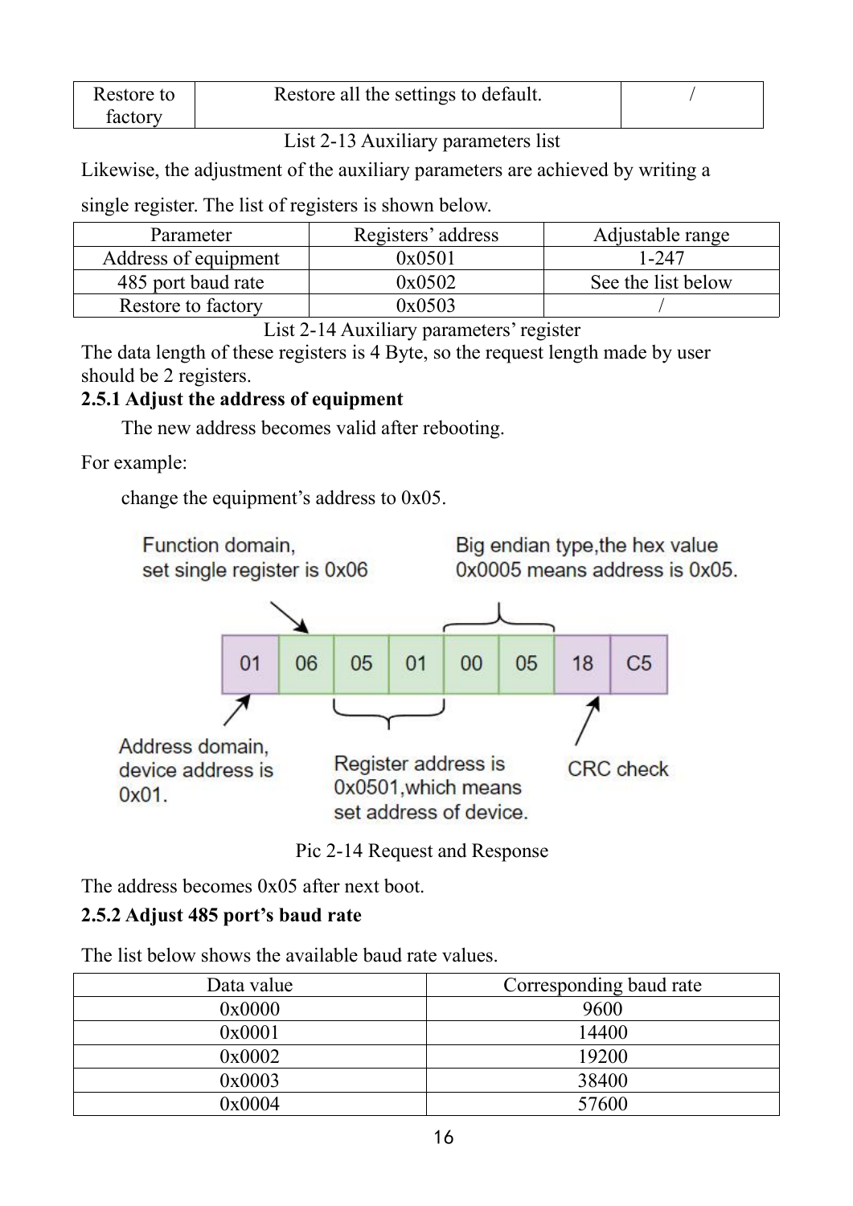| Restore to factory | Restore all the settings to default. | / |
|---|---|---|

List 2-13 Auxiliary parameters list

Likewise, the adjustment of the auxiliary parameters are achieved by writing a single register. The list of registers is shown below.

| Parameter | Registers' address | Adjustable range |
|---|---|---|
| Address of equipment | 0x0501 | 1-247 |
| 485 port baud rate | 0x0502 | See the list below |
| Restore to factory | 0x0503 | / |

List 2-14 Auxiliary parameters' register

The data length of these registers is 4 Byte, so the request length made by user should be 2 registers.

### 2.5.1 Adjust the address of equipment

The new address becomes valid after rebooting.

For example:

change the equipment's address to 0x05.

Function domain, set single register is 0x06

Big endian type,the hex value 0x0005 means address is 0x05.

| 01 | 06 | 05 | 01 | 00 | 05 | 18 | C5 |
|---|---|---|---|---|---|---|---|

Address domain, device address is 0x01.

Register address is 0x0501,which means set address of device.

CRC check

Pic 2-14 Request and Response

The address becomes 0x05 after next boot.

### 2.5.2 Adjust 485 port's baud rate

The list below shows the available baud rate values.

| Data value | Corresponding baud rate |
|---|---|
| 0x0000 | 9600 |
| 0x0001 | 14400 |
| 0x0002 | 19200 |
| 0x0003 | 38400 |
| 0x0004 | 57600 |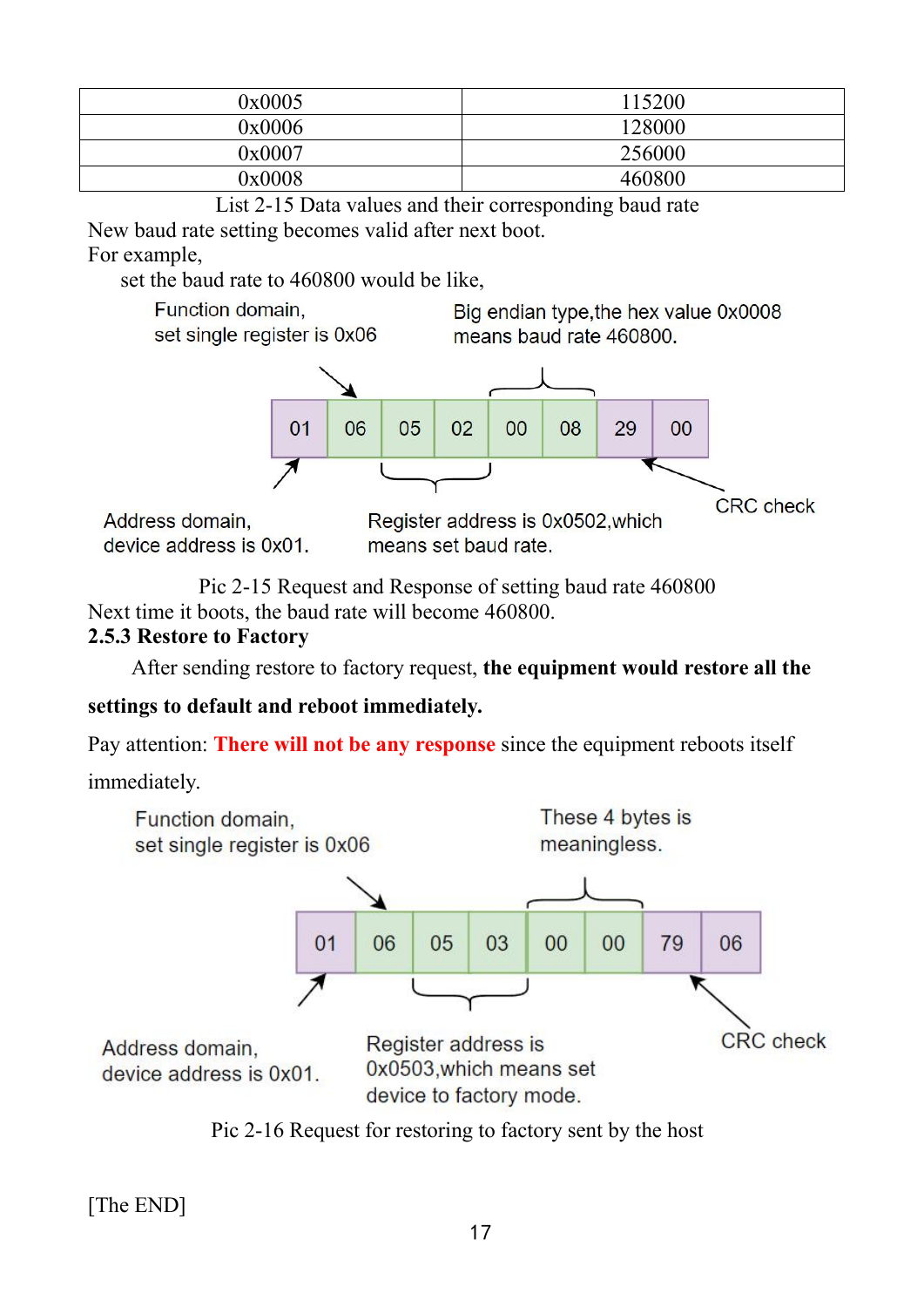| | |
|---|---|
| 0x0005 | 115200 |
| 0x0006 | 128000 |
| 0x0007 | 256000 |
| 0x0008 | 460800 |

List 2-15 Data values and their corresponding baud rate

New baud rate setting becomes valid after next boot.

For example,

set the baud rate to 460800 would be like,

Function domain, set single register is 0x06

Big endian type,the hex value 0x0008 means baud rate 460800.

01 06 05 02 00 08 29 00

Address domain, device address is 0x01.

Register address is 0x0502,which means set baud rate.

CRC check

Pic 2-15 Request and Response of setting baud rate 460800

Next time it boots, the baud rate will become 460800.

### 2.5.3 Restore to Factory

After sending restore to factory request, **the equipment would restore all the settings to default and reboot immediately.**

Pay attention: **There will not be any response** since the equipment reboots itself immediately.

Function domain, set single register is 0x06

These 4 bytes is meaningless.

01 06 05 03 00 00 79 06

Address domain, device address is 0x01.

Register address is 0x0503,which means set device to factory mode.

CRC check

Pic 2-16 Request for restoring to factory sent by the host

[The END]